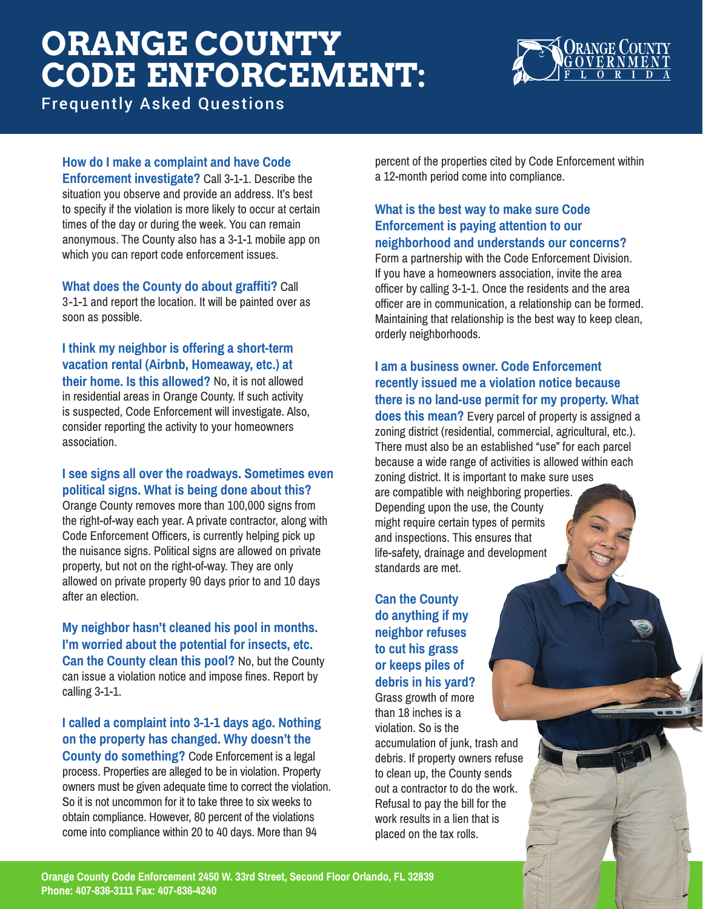# ORANGE COUNTY CODE ENFORCEMENT:

## Frequently Asked Questions

**How do I make a complaint and have Code Enforcement investigate?** Call 3-1-1. Describe the situation you observe and provide an address. It's best to specify if the violation is more likely to occur at certain times of the day or during the week. You can remain anonymous. The County also has a 3-1-1 mobile app on which you can report code enforcement issues.

**What does the County do about graffiti?** Call 3-1-1 and report the location. It will be painted over as soon as possible.

**I think my neighbor is offering a short-term vacation rental (Airbnb, Homeaway, etc.) at their home. Is this allowed?** No, it is not allowed in residential areas in Orange County. If such activity is suspected, Code Enforcement will investigate. Also, consider reporting the activity to your homeowners association.

**I see signs all over the roadways. Sometimes even political signs. What is being done about this?** Orange County removes more than 100,000 signs from the right-of-way each year. A private contractor, along with Code Enforcement Officers, is currently helping pick up the nuisance signs. Political signs are allowed on private property, but not on the right-of-way. They are only allowed on private property 90 days prior to and 10 days after an election.

**My neighbor hasn't cleaned his pool in months. I'm worried about the potential for insects, etc. Can the County clean this pool?** No, but the County can issue a violation notice and impose fines. Report by calling 3-1-1.

**I called a complaint into 3-1-1 days ago. Nothing on the property has changed. Why doesn't the County do something?** Code Enforcement is a legal process. Properties are alleged to be in violation. Property owners must be given adequate time to correct the violation. So it is not uncommon for it to take three to six weeks to obtain compliance. However, 80 percent of the violations come into compliance within 20 to 40 days. More than 94 percent of the properties cited by Code Enforcement within a 12-month period come into compliance.

**What is the best way to make sure Code Enforcement is paying attention to our neighborhood and understands our concerns?** Form a partnership with the Code Enforcement Division. If you have a homeowners association, invite the area officer by calling 3-1-1. Once the residents and the area officer are in communication, a relationship can be formed. Maintaining that relationship is the best way to keep clean, orderly neighborhoods.

**I am a business owner. Code Enforcement recently issued me a violation notice because there is no land-use permit for my property. What does this mean?** Every parcel of property is assigned a zoning district (residential, commercial, agricultural, etc.). There must also be an established "use" for each parcel because a wide range of activities is allowed within each zoning district. It is important to make sure uses are compatible with neighboring properties. Depending upon the use, the County might require certain types of permits and inspections. This ensures that life-safety, drainage and development standards are met.

**Can the County do anything if my neighbor refuses to cut his grass or keeps piles of debris in his yard?** Grass growth of more than 18 inches is a violation. So is the accumulation of junk, trash and debris. If property owners refuse to clean up, the County sends out a contractor to do the work. Refusal to pay the bill for the work results in a lien that is placed on the tax rolls.

**Orange County Code Enforcement 2450 W. 33rd Street, Second Floor Orlando, FL 32839**
**Phone: 407-836-3111 Fax: 407-836-4240**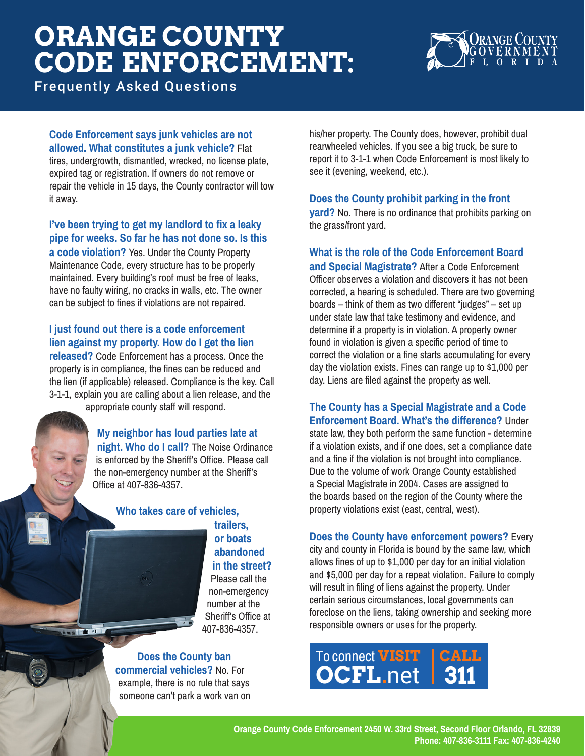# ORANGE COUNTY CODE ENFORCEMENT:

## Frequently Asked Questions

**Code Enforcement says junk vehicles are not allowed. What constitutes a junk vehicle?** Flat tires, undergrowth, dismantled, wrecked, no license plate, expired tag or registration. If owners do not remove or repair the vehicle in 15 days, the County contractor will tow it away.

**I've been trying to get my landlord to fix a leaky pipe for weeks. So far he has not done so. Is this a code violation?** Yes. Under the County Property Maintenance Code, every structure has to be properly maintained. Every building's roof must be free of leaks, have no faulty wiring, no cracks in walls, etc. The owner can be subject to fines if violations are not repaired.

**I just found out there is a code enforcement lien against my property. How do I get the lien released?** Code Enforcement has a process. Once the property is in compliance, the fines can be reduced and the lien (if applicable) released. Compliance is the key. Call 3-1-1, explain you are calling about a lien release, and the appropriate county staff will respond.

**My neighbor has loud parties late at night. Who do I call?** The Noise Ordinance is enforced by the Sheriff's Office. Please call the non-emergency number at the Sheriff's Office at 407-836-4357.

**Who takes care of vehicles, trailers, or boats abandoned in the street?** Please call the non-emergency number at the Sheriff's Office at 407-836-4357.

**Does the County ban commercial vehicles?** No. For example, there is no rule that says someone can't park a work van on his/her property. The County does, however, prohibit dual rearwheeled vehicles. If you see a big truck, be sure to report it to 3-1-1 when Code Enforcement is most likely to see it (evening, weekend, etc.).

**Does the County prohibit parking in the front yard?** No. There is no ordinance that prohibits parking on the grass/front yard.

**What is the role of the Code Enforcement Board and Special Magistrate?** After a Code Enforcement Officer observes a violation and discovers it has not been corrected, a hearing is scheduled. There are two governing boards – think of them as two different "judges" – set up under state law that take testimony and evidence, and determine if a property is in violation. A property owner found in violation is given a specific period of time to correct the violation or a fine starts accumulating for every day the violation exists. Fines can range up to $1,000 per day. Liens are filed against the property as well.

**The County has a Special Magistrate and a Code Enforcement Board. What's the difference?** Under state law, they both perform the same function - determine if a violation exists, and if one does, set a compliance date and a fine if the violation is not brought into compliance. Due to the volume of work Orange County established a Special Magistrate in 2004. Cases are assigned to the boards based on the region of the County where the property violations exist (east, central, west).

**Does the County have enforcement powers?** Every city and county in Florida is bound by the same law, which allows fines of up to $1,000 per day for an initial violation and $5,000 per day for a repeat violation. Failure to comply will result in filing of liens against the property. Under certain serious circumstances, local governments can foreclose on the liens, taking ownership and seeking more responsible owners or uses for the property.

To connect **VISIT OCFL.net** | **CALL 311**

Orange County Code Enforcement 2450 W. 33rd Street, Second Floor Orlando, FL 32839
Phone: 407-836-3111 Fax: 407-836-4240